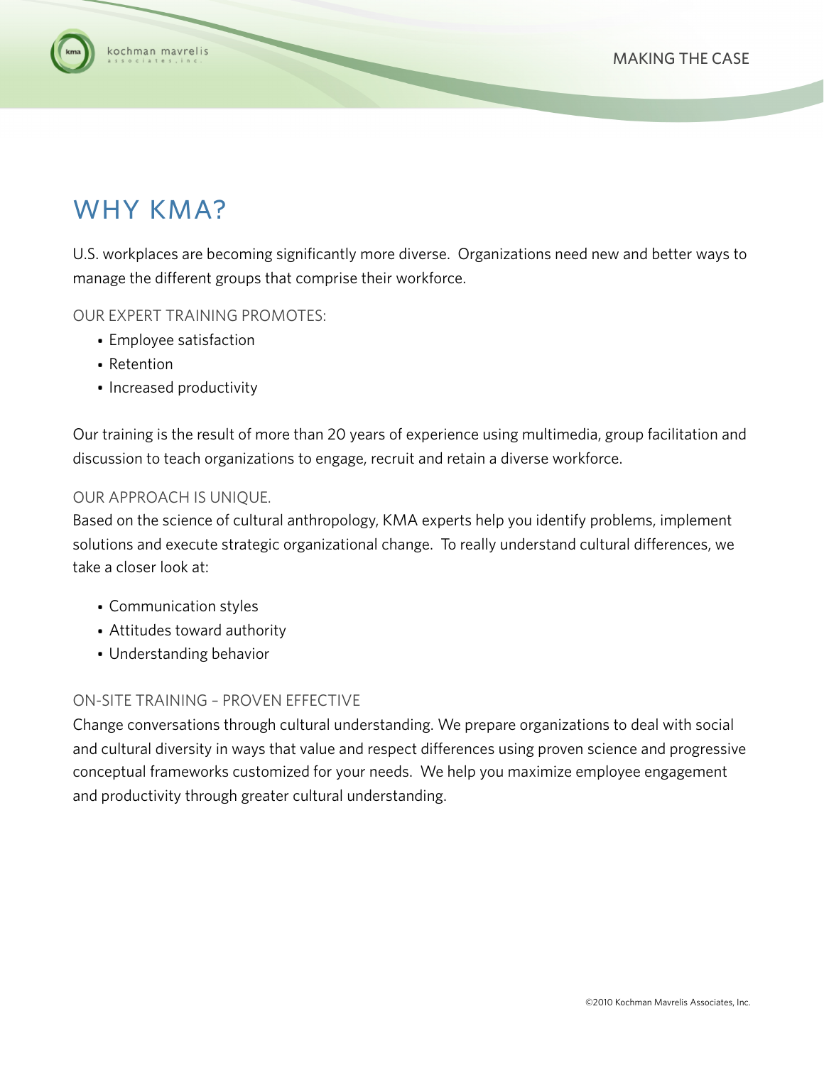# WHY KMA?

U.S. workplaces are becoming significantly more diverse. Organizations need new and better ways to manage the different groups that comprise their workforce.

OUR EXPERT TRAINING PROMOTES:

- Employee satisfaction
- Retention
- Increased productivity

Our training is the result of more than 20 years of experience using multimedia, group facilitation and discussion to teach organizations to engage, recruit and retain a diverse workforce.

## OUR APPROACH IS UNIQUE.

Based on the science of cultural anthropology, KMA experts help you identify problems, implement solutions and execute strategic organizational change. To really understand cultural differences, we take a closer look at:

- Communication styles
- Attitudes toward authority
- Understanding behavior

## ON-SITE TRAINING – PROVEN EFFECTIVE

Change conversations through cultural understanding. We prepare organizations to deal with social and cultural diversity in ways that value and respect differences using proven science and progressive conceptual frameworks customized for your needs. We help you maximize employee engagement and productivity through greater cultural understanding.

©2010 Kochman Mavrelis Associates, Inc.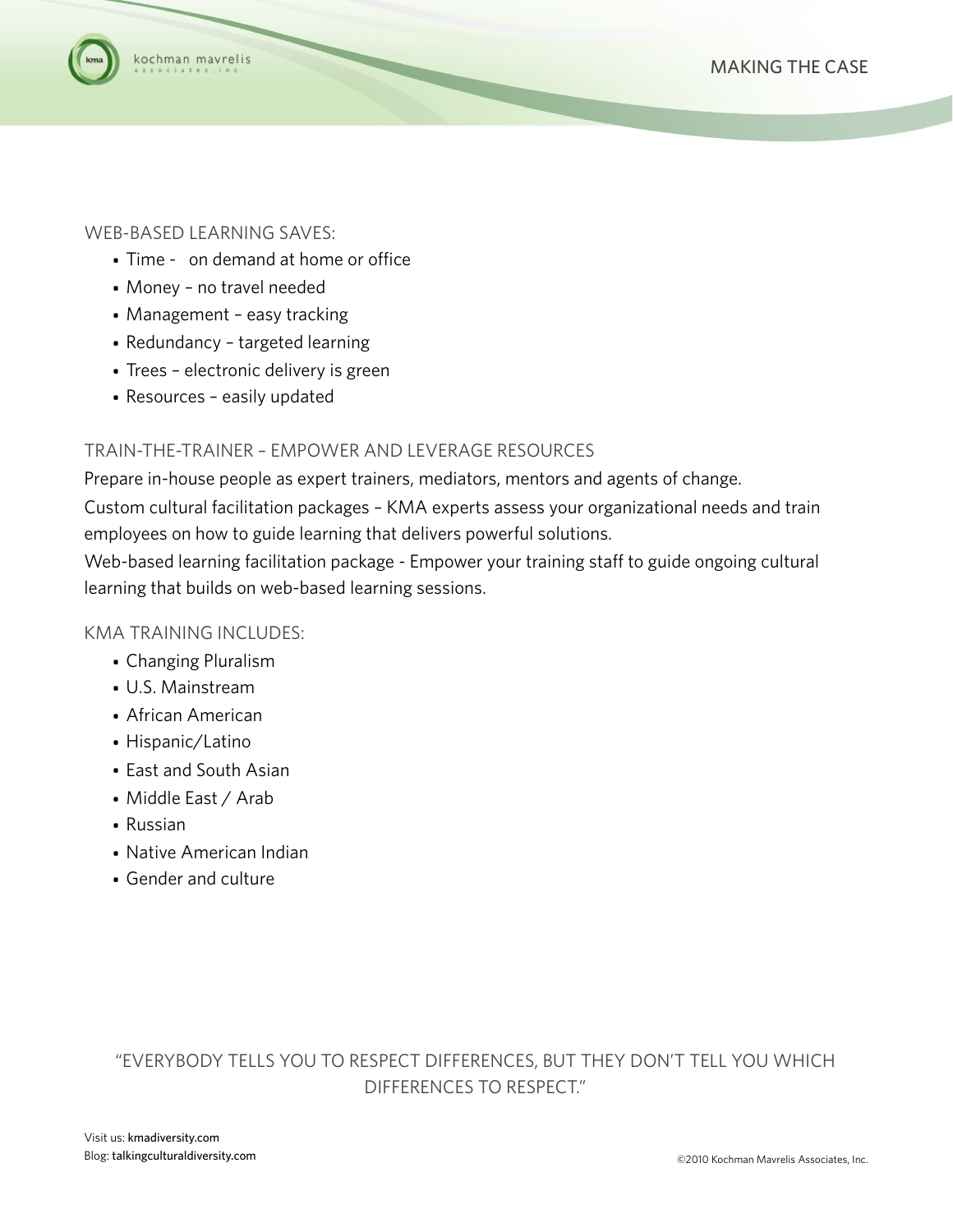## WEB-BASED LEARNING SAVES:

- Time - on demand at home or office
- Money – no travel needed
- Management – easy tracking
- Redundancy – targeted learning
- Trees – electronic delivery is green
- Resources – easily updated

## TRAIN-THE-TRAINER – EMPOWER AND LEVERAGE RESOURCES

Prepare in-house people as expert trainers, mediators, mentors and agents of change.

Custom cultural facilitation packages – KMA experts assess your organizational needs and train employees on how to guide learning that delivers powerful solutions.

Web-based learning facilitation package - Empower your training staff to guide ongoing cultural learning that builds on web-based learning sessions.

## KMA TRAINING INCLUDES:

- Changing Pluralism
- U.S. Mainstream
- African American
- Hispanic/Latino
- East and South Asian
- Middle East / Arab
- Russian
- Native American Indian
- Gender and culture

"EVERYBODY TELLS YOU TO RESPECT DIFFERENCES, BUT THEY DON'T TELL YOU WHICH DIFFERENCES TO RESPECT."

Visit us: kmadiversity.com
Blog: talkingculturaldiversity.com

©2010 Kochman Mavrelis Associates, Inc.